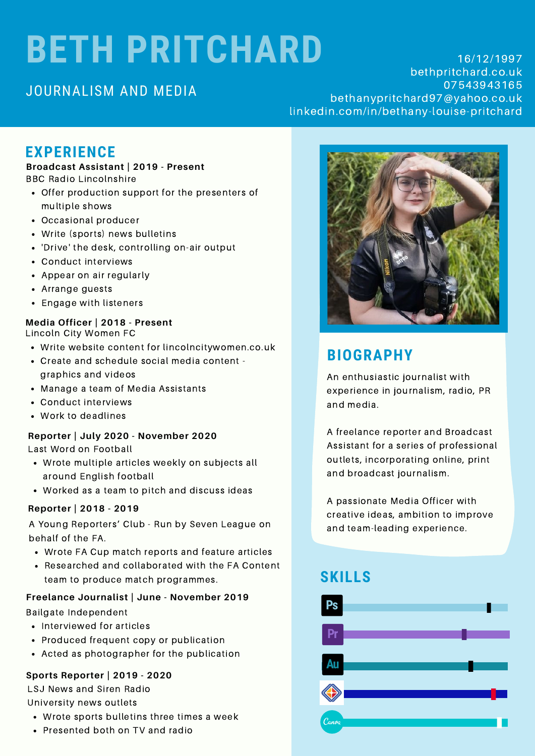# BETH PRITCHARD

JOURNALISM AND MEDIA

16/12/1997
bethpritchard.co.uk
07543943165
bethanypritchard97@yahoo.co.uk
linkedin.com/in/bethany-louise-pritchard

## EXPERIENCE

**Broadcast Assistant | 2019 - Present**
BBC Radio Lincolnshire

- Offer production support for the presenters of multiple shows
- Occasional producer
- Write (sports) news bulletins
- 'Drive' the desk, controlling on-air output
- Conduct interviews
- Appear on air regularly
- Arrange guests
- Engage with listeners

**Media Officer | 2018 - Present**
Lincoln City Women FC

- Write website content for lincolncitywomen.co.uk
- Create and schedule social media content - graphics and videos
- Manage a team of Media Assistants
- Conduct interviews
- Work to deadlines

**Reporter | July 2020 - November 2020**
Last Word on Football

- Wrote multiple articles weekly on subjects all around English football
- Worked as a team to pitch and discuss ideas

**Reporter | 2018 - 2019**
A Young Reporters' Club - Run by Seven League on behalf of the FA.

- Wrote FA Cup match reports and feature articles
- Researched and collaborated with the FA Content team to produce match programmes.

**Freelance Journalist | June - November 2019**
Bailgate Independent

- Interviewed for articles
- Produced frequent copy or publication
- Acted as photographer for the publication

**Sports Reporter | 2019 - 2020**
LSJ News and Siren Radio
University news outlets

- Wrote sports bulletins three times a week
- Presented both on TV and radio

## BIOGRAPHY

An enthusiastic journalist with experience in journalism, radio, PR and media.

A freelance reporter and Broadcast Assistant for a series of professional outlets, incorporating online, print and broadcast journalism.

A passionate Media Officer with creative ideas, ambition to improve and team-leading experience.

## SKILLS

- Ps
- Pr
- Au
- Canva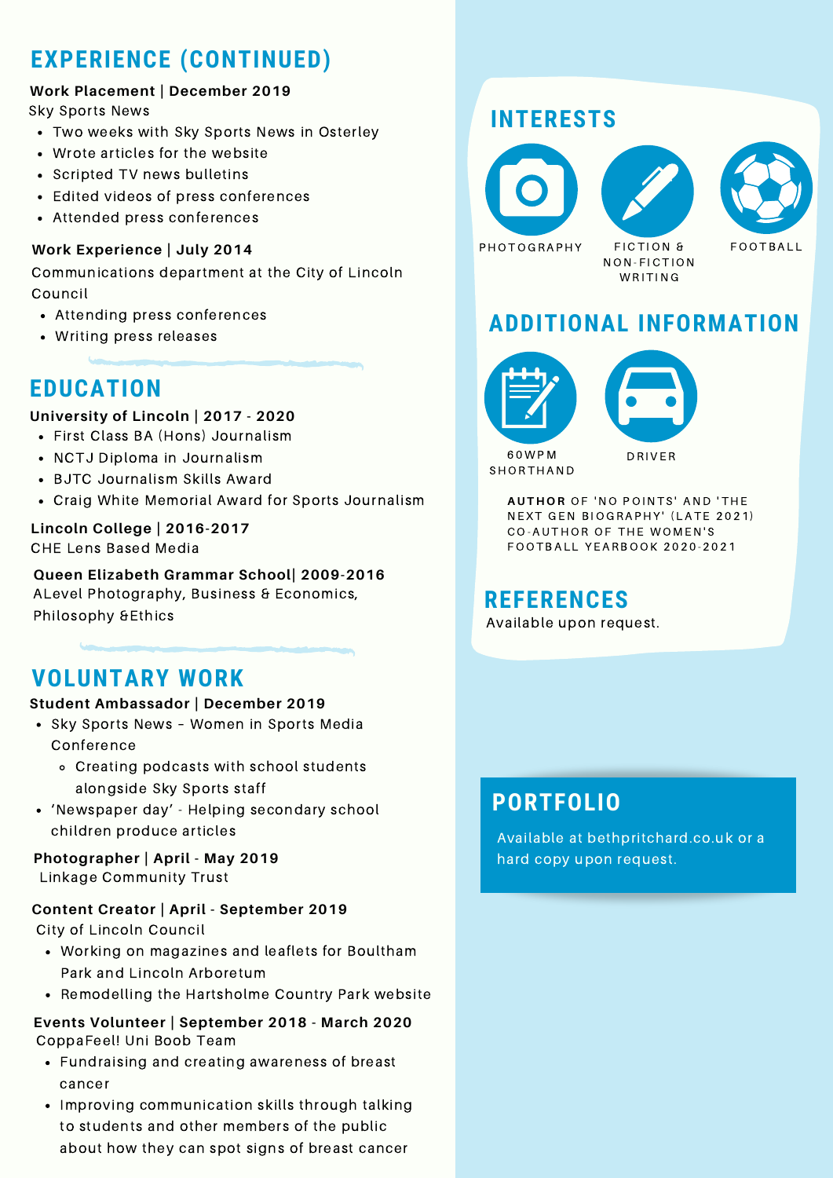## EXPERIENCE (CONTINUED)

**Work Placement | December 2019**
Sky Sports News

- Two weeks with Sky Sports News in Osterley
- Wrote articles for the website
- Scripted TV news bulletins
- Edited videos of press conferences
- Attended press conferences

**Work Experience | July 2014**
Communications department at the City of Lincoln Council

- Attending press conferences
- Writing press releases

## EDUCATION

**University of Lincoln | 2017 - 2020**

- First Class BA (Hons) Journalism
- NCTJ Diploma in Journalism
- BJTC Journalism Skills Award
- Craig White Memorial Award for Sports Journalism

**Lincoln College | 2016-2017**
CHE Lens Based Media

**Queen Elizabeth Grammar School| 2009-2016**
ALevel Photography, Business & Economics, Philosophy &Ethics

## VOLUNTARY WORK

**Student Ambassador | December 2019**

- Sky Sports News – Women in Sports Media Conference
  - Creating podcasts with school students alongside Sky Sports staff
- 'Newspaper day' - Helping secondary school children produce articles

**Photographer | April - May 2019**
Linkage Community Trust

**Content Creator | April - September 2019**
City of Lincoln Council

- Working on magazines and leaflets for Boultham Park and Lincoln Arboretum
- Remodelling the Hartsholme Country Park website

**Events Volunteer | September 2018 - March 2020**
CoppaFeel! Uni Boob Team

- Fundraising and creating awareness of breast cancer
- Improving communication skills through talking to students and other members of the public about how they can spot signs of breast cancer

## INTERESTS

PHOTOGRAPHY

FICTION & NON-FICTION WRITING

FOOTBALL

## ADDITIONAL INFORMATION

60WPM SHORTHAND

DRIVER

**AUTHOR** OF 'NO POINTS' AND 'THE NEXT GEN BIOGRAPHY' (LATE 2021)
CO-AUTHOR OF THE WOMEN'S FOOTBALL YEARBOOK 2020-2021

## REFERENCES

Available upon request.

## PORTFOLIO

Available at bethpritchard.co.uk or a hard copy upon request.